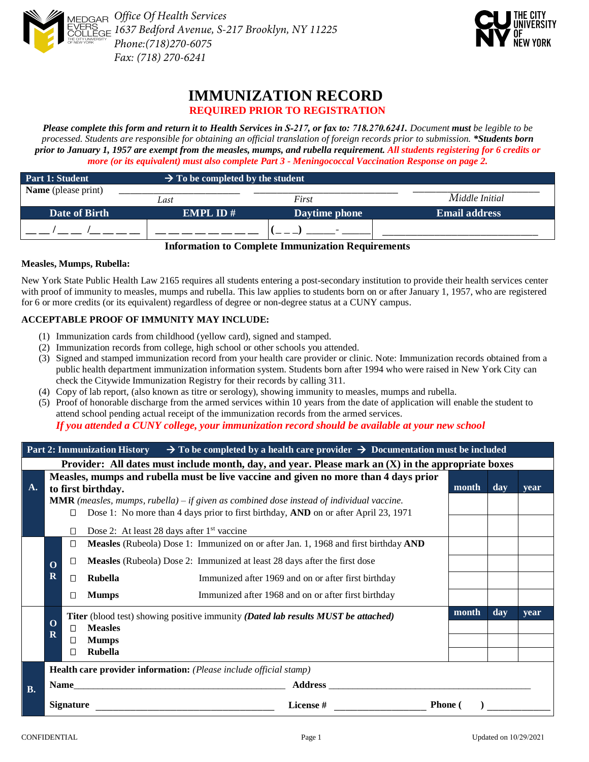Office Of Health Services
1637 Bedford Avenue, S-217 Brooklyn, NY 11225
Phone:(718)270-6075
Fax: (718) 270-6241

# IMMUNIZATION RECORD

## REQUIRED PRIOR TO REGISTRATION

***Please complete this form and return it to Health Services in S-217, or fax to: 718.270.6241.*** *Document* ***must*** *be legible to be processed. Students are responsible for obtaining an official translation of foreign records prior to submission.* ***\*Students born prior to January 1, 1957 are exempt from the measles, mumps, and rubella requirement. All students registering for 6 credits or more (or its equivalent) must also complete Part 3 - Meningococcal Vaccination Response on page 2.***

| **Part 1: Student** | → **To be completed by the student** | | |
|---|---|---|---|
| **Name** (please print) ________ Last | ________ First | | ________ Middle Initial |
| **Date of Birth** | **EMPL ID #** | **Daytime phone** | **Email address** |
| __ __ / __ __ /__ __ __ __ | __ __ __ __ __ __ __ __ | (_ _ _) _____-_____ | ____________________ |

**Information to Complete Immunization Requirements**

**Measles, Mumps, Rubella:**

New York State Public Health Law 2165 requires all students entering a post-secondary institution to provide their health services center with proof of immunity to measles, mumps and rubella. This law applies to students born on or after January 1, 1957, who are registered for 6 or more credits (or its equivalent) regardless of degree or non-degree status at a CUNY campus.

**ACCEPTABLE PROOF OF IMMUNITY MAY INCLUDE:**

1. Immunization cards from childhood (yellow card), signed and stamped.
2. Immunization records from college, high school or other schools you attended.
3. Signed and stamped immunization record from your health care provider or clinic. Note: Immunization records obtained from a public health department immunization information system. Students born after 1994 who were raised in New York City can check the Citywide Immunization Registry for their records by calling 311.
4. Copy of lab report, (also known as titre or serology), showing immunity to measles, mumps and rubella.
5. Proof of honorable discharge from the armed services within 10 years from the date of application will enable the student to attend school pending actual receipt of the immunization records from the armed services.

   ***If you attended a CUNY college, your immunization record should be available at your new school***

| **Part 2: Immunization History** → **To be completed by a health care provider** → **Documentation must be included** | | | | |
|---|---|---|---|---|
| **Provider: All dates must include month, day, and year. Please mark an (X) in the appropriate boxes** | | | | |
| **A.** | **Measles, mumps and rubella must be live vaccine and given no more than 4 days prior to first birthday.** | **month** | **day** | **year** |
| | **MMR** *(measles, mumps, rubella) – if given as combined dose instead of individual vaccine.* | | | |
| | ☐ Dose 1: No more than 4 days prior to first birthday, **AND** on or after April 23, 1971 | | | |
| | ☐ Dose 2: At least 28 days after 1st vaccine | | | |
| **OR** | ☐ **Measles** (Rubeola) Dose 1: Immunized on or after Jan. 1, 1968 and first birthday **AND** | | | |
| | ☐ **Measles** (Rubeola) Dose 2: Immunized at least 28 days after the first dose | | | |
| | ☐ **Rubella** Immunized after 1969 and on or after first birthday | | | |
| | ☐ **Mumps** Immunized after 1968 and on or after first birthday | | | |
| **OR** | **Titer** (blood test) showing positive immunity ***(Dated lab results MUST be attached)*** | **month** | **day** | **year** |
| | ☐ **Measles** | | | |
| | ☐ **Mumps** | | | |
| | ☐ **Rubella** | | | |
| **B.** | **Health care provider information:** *(Please include official stamp)* | | | |
| | **Name**________________ **Address** ________________ | | | |
| | **Signature** ________________ **License #** ________________ **Phone (    )** ________ | | | |

CONFIDENTIAL

Updated on 10/29/2021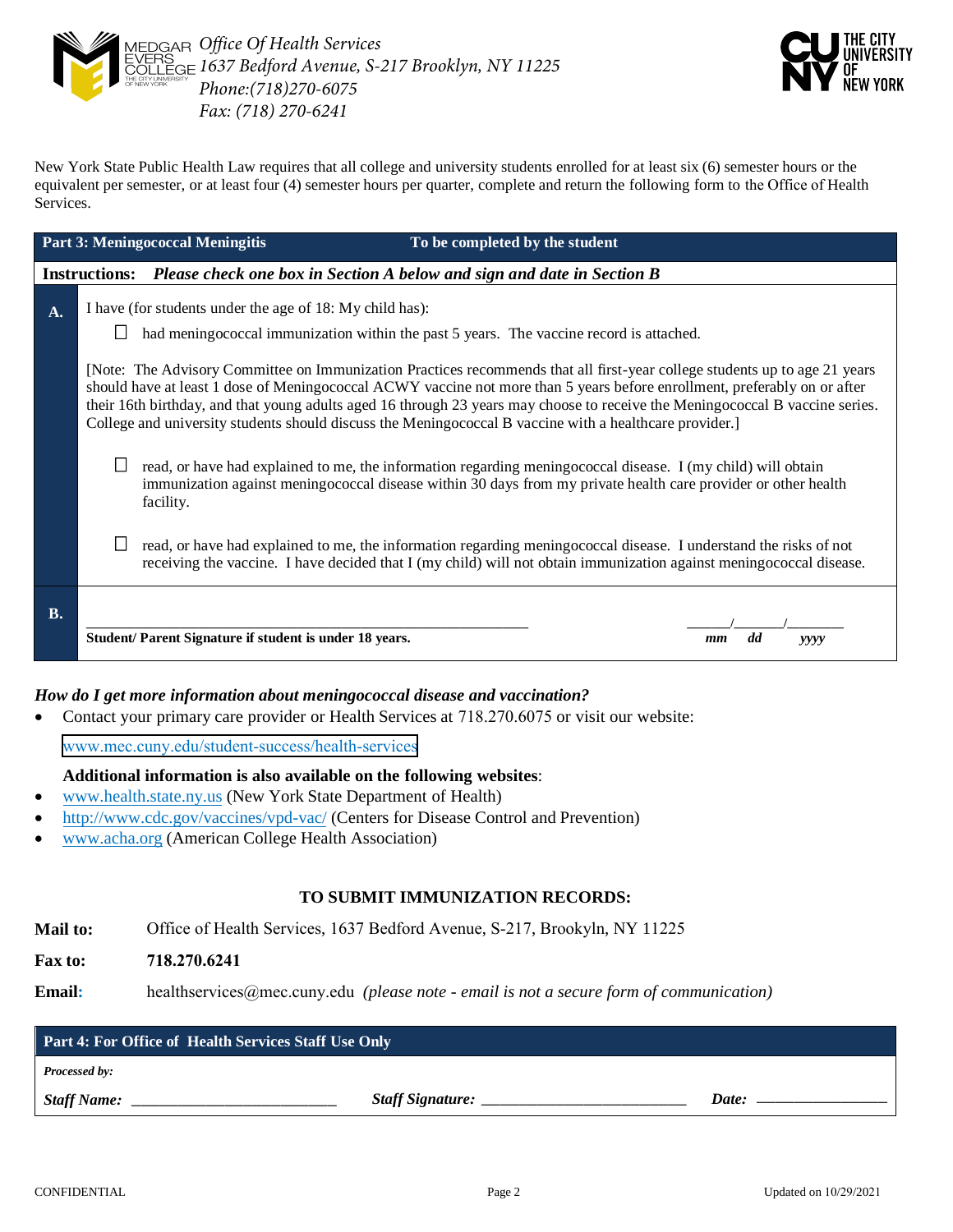Medgar Evers College — The City University of New York

*Office Of Health Services*
*1637 Bedford Avenue, S-217 Brooklyn, NY 11225*
*Phone:(718)270-6075*
*Fax: (718) 270-6241*

New York State Public Health Law requires that all college and university students enrolled for at least six (6) semester hours or the equivalent per semester, or at least four (4) semester hours per quarter, complete and return the following form to the Office of Health Services.

## Part 3: Meningococcal Meningitis — To be completed by the student

**Instructions:** ***Please check one box in Section A below and sign and date in Section B***

**A.** I have (for students under the age of 18: My child has):

☐ had meningococcal immunization within the past 5 years. The vaccine record is attached.

[Note: The Advisory Committee on Immunization Practices recommends that all first-year college students up to age 21 years should have at least 1 dose of Meningococcal ACWY vaccine not more than 5 years before enrollment, preferably on or after their 16th birthday, and that young adults aged 16 through 23 years may choose to receive the Meningococcal B vaccine series. College and university students should discuss the Meningococcal B vaccine with a healthcare provider.]

☐ read, or have had explained to me, the information regarding meningococcal disease. I (my child) will obtain immunization against meningococcal disease within 30 days from my private health care provider or other health facility.

☐ read, or have had explained to me, the information regarding meningococcal disease. I understand the risks of not receiving the vaccine. I have decided that I (my child) will not obtain immunization against meningococcal disease.

**B.** ____________________________________________ ______/______/________

**Student/ Parent Signature if student is under 18 years.** ***mm dd yyyy***

### *How do I get more information about meningococcal disease and vaccination?*

- Contact your primary care provider or Health Services at 718.270.6075 or visit our website:

  www.mec.cuny.edu/student-success/health-services

  **Additional information is also available on the following websites**:

- www.health.state.ny.us (New York State Department of Health)
- http://www.cdc.gov/vaccines/vpd-vac/ (Centers for Disease Control and Prevention)
- www.acha.org (American College Health Association)

### TO SUBMIT IMMUNIZATION RECORDS:

**Mail to:** Office of Health Services, 1637 Bedford Avenue, S-217, Brooklyn, NY 11225

**Fax to:** **718.270.6241**

**Email:** healthservices@mec.cuny.edu *(please note - email is not a secure form of communication)*

## Part 4: For Office of Health Services Staff Use Only

***Processed by:***

***Staff Name:*** ________________________ ***Staff Signature:*** ________________________ ***Date:*** ________________

CONFIDENTIAL

Updated on 10/29/2021